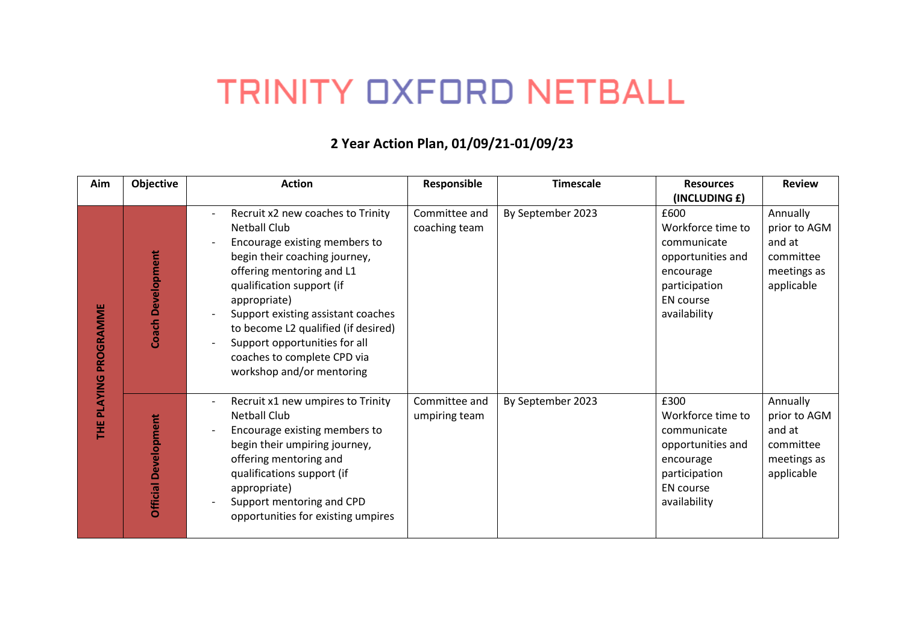# TRINITY OXFORD NETBALL

## 2 Year Action Plan, 01/09/21-01/09/23

| Aim | Objective | Action | Responsible | Timescale | Resources (INCLUDING £) | Review |
|---|---|---|---|---|---|---|
| THE PLAYING PROGRAMME | Coach Development | - Recruit x2 new coaches to Trinity Netball Club<br>- Encourage existing members to begin their coaching journey, offering mentoring and L1 qualification support (if appropriate)<br>- Support existing assistant coaches to become L2 qualified (if desired)<br>- Support opportunities for all coaches to complete CPD via workshop and/or mentoring | Committee and coaching team | By September 2023 | £600<br>Workforce time to communicate opportunities and encourage participation<br>EN course availability | Annually prior to AGM and at committee meetings as applicable |
| | Official Development | - Recruit x1 new umpires to Trinity Netball Club<br>- Encourage existing members to begin their umpiring journey, offering mentoring and qualifications support (if appropriate)<br>- Support mentoring and CPD opportunities for existing umpires | Committee and umpiring team | By September 2023 | £300<br>Workforce time to communicate opportunities and encourage participation<br>EN course availability | Annually prior to AGM and at committee meetings as applicable |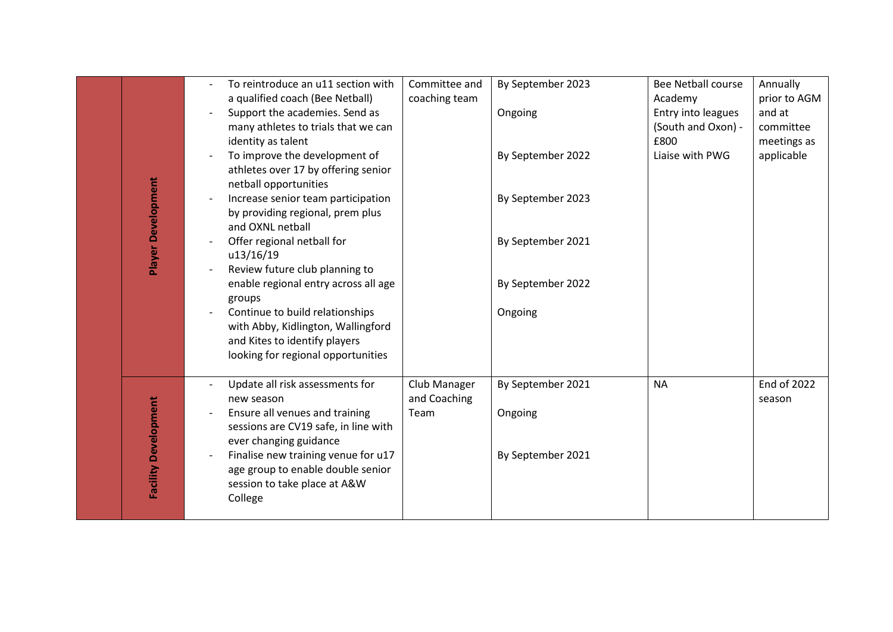|  |  |  |  |  |  |  |
|---|---|---|---|---|---|---|
|  | **Player Development** | - To reintroduce an u11 section with a qualified coach (Bee Netball)<br>- Support the academies. Send as many athletes to trials that we can identity as talent<br>- To improve the development of athletes over 17 by offering senior netball opportunities<br>- Increase senior team participation by providing regional, prem plus and OXNL netball<br>- Offer regional netball for u13/16/19<br>- Review future club planning to enable regional entry across all age groups<br>- Continue to build relationships with Abby, Kidlington, Wallingford and Kites to identify players looking for regional opportunities | Committee and coaching team | By September 2023<br><br>Ongoing<br><br>By September 2022<br><br>By September 2023<br><br>By September 2021<br><br>By September 2022<br><br>Ongoing | Bee Netball course<br>Academy<br>Entry into leagues (South and Oxon) - £800<br>Liaise with PWG | Annually prior to AGM and at committee meetings as applicable |
|  | **Facility Development** | - Update all risk assessments for new season<br>- Ensure all venues and training sessions are CV19 safe, in line with ever changing guidance<br>- Finalise new training venue for u17 age group to enable double senior session to take place at A&W College | Club Manager and Coaching Team | By September 2021<br><br>Ongoing<br><br>By September 2021 | NA | End of 2022 season |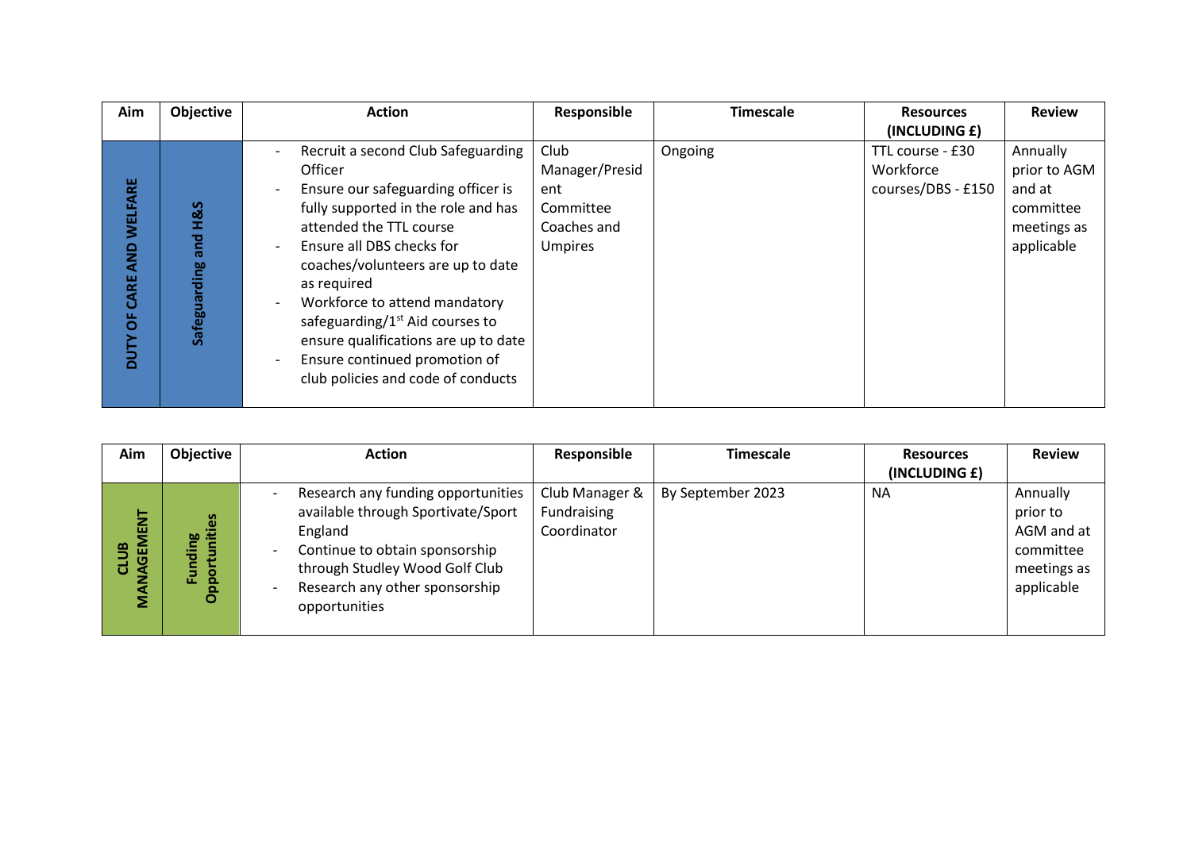| Aim | Objective | Action | Responsible | Timescale | Resources (INCLUDING £) | Review |
|---|---|---|---|---|---|---|
| DUTY OF CARE AND WELFARE | Safeguarding and H&S | - Recruit a second Club Safeguarding Officer<br>- Ensure our safeguarding officer is fully supported in the role and has attended the TTL course<br>- Ensure all DBS checks for coaches/volunteers are up to date as required<br>- Workforce to attend mandatory safeguarding/1st Aid courses to ensure qualifications are up to date<br>- Ensure continued promotion of club policies and code of conducts | Club Manager/President<br>Committee<br>Coaches and Umpires | Ongoing | TTL course - £30<br>Workforce courses/DBS - £150 | Annually prior to AGM and at committee meetings as applicable |

| Aim | Objective | Action | Responsible | Timescale | Resources (INCLUDING £) | Review |
|---|---|---|---|---|---|---|
| CLUB MANAGEMENT | Funding Opportunities | - Research any funding opportunities available through Sportivate/Sport England<br>- Continue to obtain sponsorship through Studley Wood Golf Club<br>- Research any other sponsorship opportunities | Club Manager & Fundraising Coordinator | By September 2023 | NA | Annually prior to AGM and at committee meetings as applicable |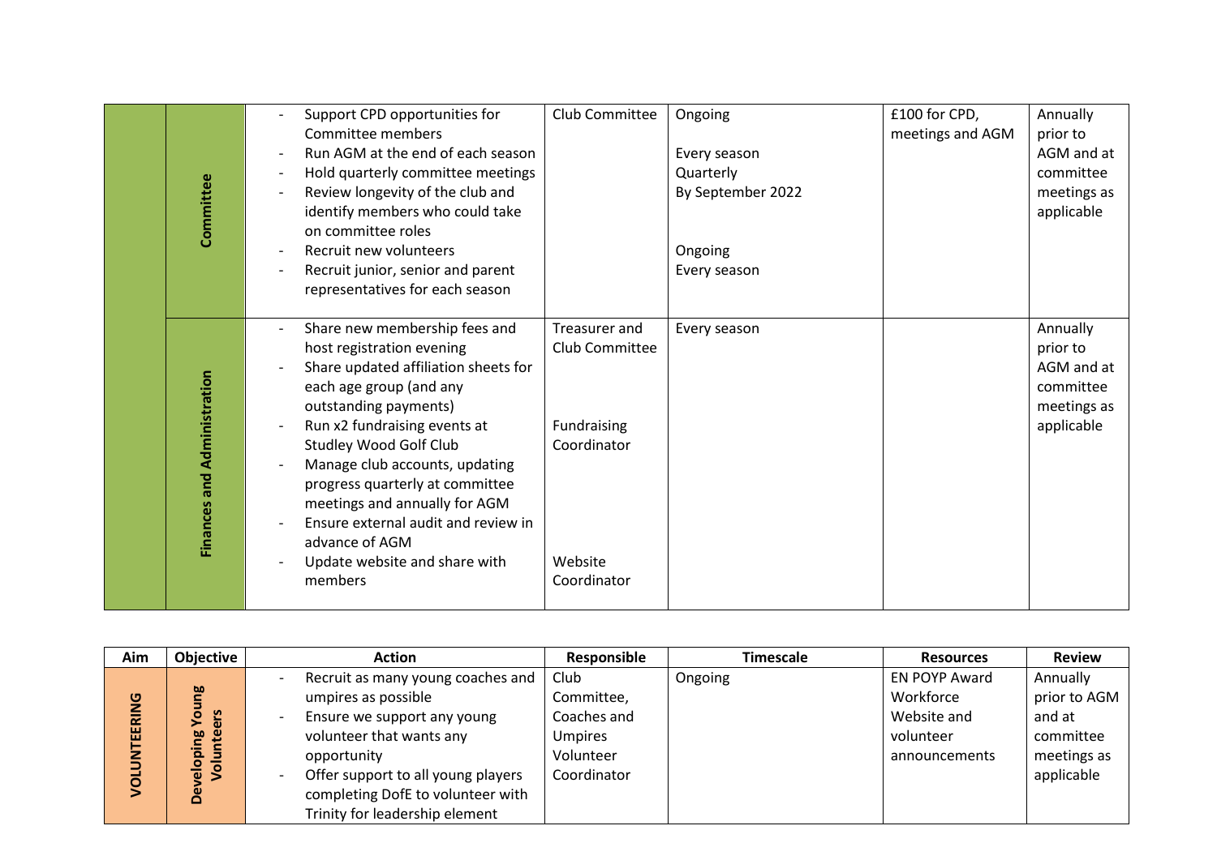| | | | | | | |
|---|---|---|---|---|---|---|
| | **Committee** | - Support CPD opportunities for Committee members<br>- Run AGM at the end of each season<br>- Hold quarterly committee meetings<br>- Review longevity of the club and identify members who could take on committee roles<br>- Recruit new volunteers<br>- Recruit junior, senior and parent representatives for each season | Club Committee | Ongoing<br><br>Every season<br>Quarterly<br>By September 2022<br><br>Ongoing<br>Every season | £100 for CPD, meetings and AGM | Annually prior to AGM and at committee meetings as applicable |
| | **Finances and Administration** | - Share new membership fees and host registration evening<br>- Share updated affiliation sheets for each age group (and any outstanding payments)<br>- Run x2 fundraising events at Studley Wood Golf Club<br>- Manage club accounts, updating progress quarterly at committee meetings and annually for AGM<br>- Ensure external audit and review in advance of AGM<br>- Update website and share with members | Treasurer and Club Committee<br><br>Fundraising Coordinator<br><br>Website Coordinator | Every season | | Annually prior to AGM and at committee meetings as applicable |

| Aim | Objective | Action | Responsible | Timescale | Resources | Review |
|---|---|---|---|---|---|---|
| **VOLUNTEERING** | **Developing Young Volunteers** | - Recruit as many young coaches and umpires as possible<br>- Ensure we support any young volunteer that wants any opportunity<br>- Offer support to all young players completing DofE to volunteer with Trinity for leadership element | Club Committee, Coaches and Umpires Volunteer Coordinator | Ongoing | EN POYP Award Workforce Website and volunteer announcements | Annually prior to AGM and at committee meetings as applicable |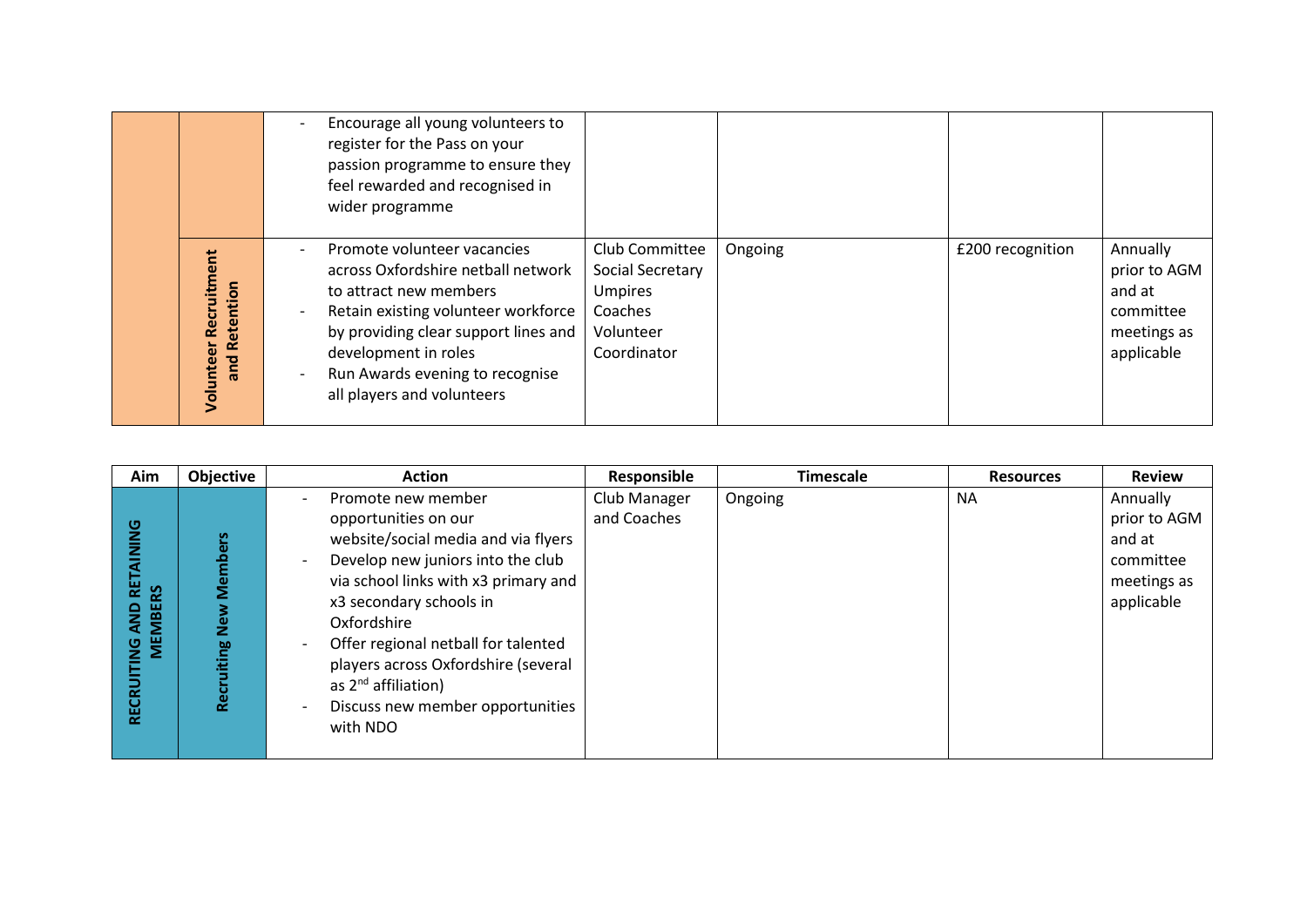| | | | | | | |
|---|---|---|---|---|---|---|
| | | - Encourage all young volunteers to register for the Pass on your passion programme to ensure they feel rewarded and recognised in wider programme | | | | |
| | **Volunteer Recruitment and Retention** | - Promote volunteer vacancies across Oxfordshire netball network to attract new members<br>- Retain existing volunteer workforce by providing clear support lines and development in roles<br>- Run Awards evening to recognise all players and volunteers | Club Committee<br>Social Secretary<br>Umpires<br>Coaches<br>Volunteer Coordinator | Ongoing | £200 recognition | Annually prior to AGM and at committee meetings as applicable |

| Aim | Objective | Action | Responsible | Timescale | Resources | Review |
|---|---|---|---|---|---|---|
| **RECRUITING AND RETAINING MEMBERS** | **Recruiting New Members** | - Promote new member opportunities on our website/social media and via flyers<br>- Develop new juniors into the club via school links with x3 primary and x3 secondary schools in Oxfordshire<br>- Offer regional netball for talented players across Oxfordshire (several as 2nd affiliation)<br>- Discuss new member opportunities with NDO | Club Manager and Coaches | Ongoing | NA | Annually prior to AGM and at committee meetings as applicable |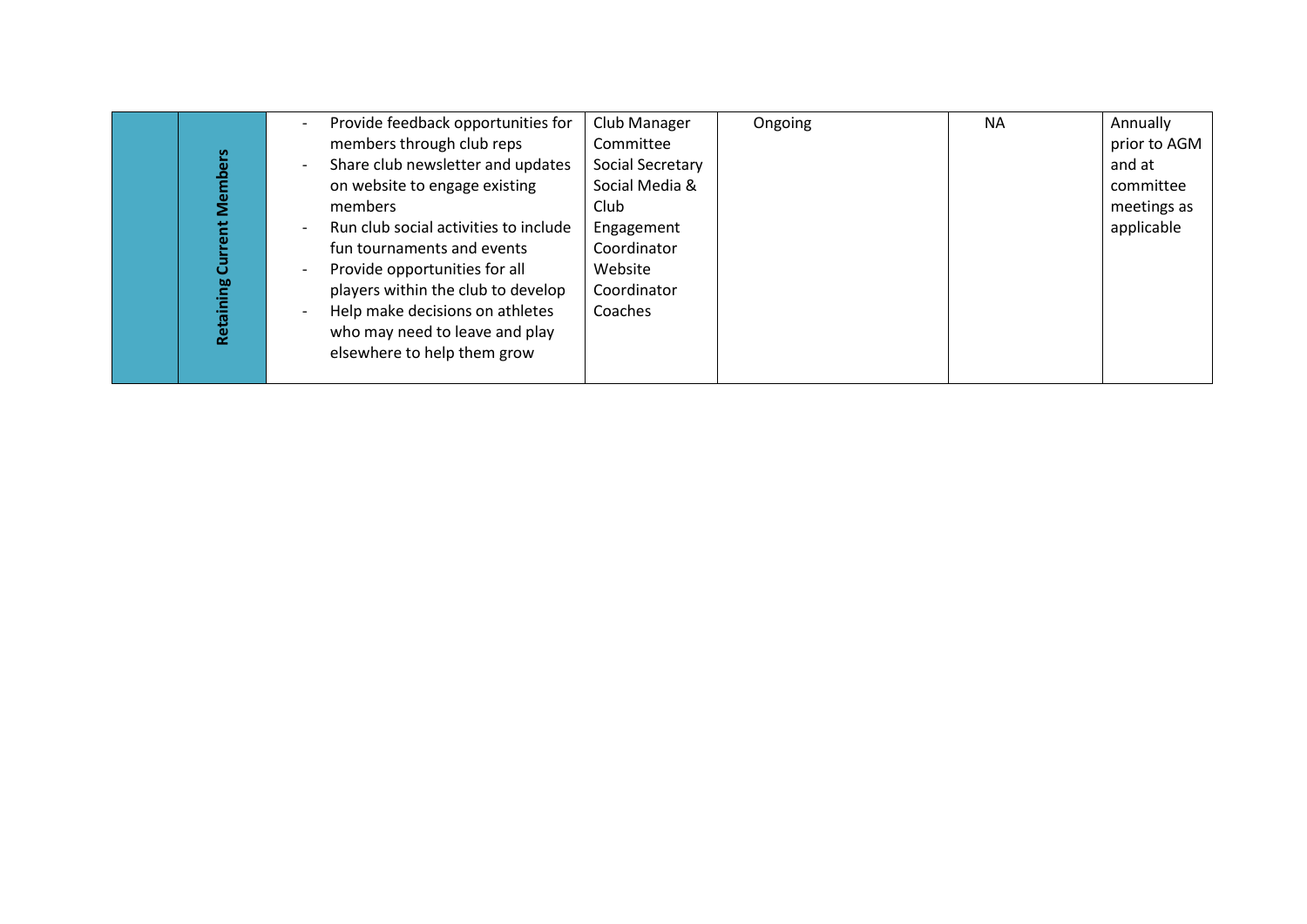| | | | | | | |
|---|---|---|---|---|---|---|
| | **Retaining Current Members** | - Provide feedback opportunities for members through club reps<br>- Share club newsletter and updates on website to engage existing members<br>- Run club social activities to include fun tournaments and events<br>- Provide opportunities for all players within the club to develop<br>- Help make decisions on athletes who may need to leave and play elsewhere to help them grow | Club Manager<br>Committee<br>Social Secretary<br>Social Media & Club Engagement Coordinator<br>Website Coordinator<br>Coaches | Ongoing | NA | Annually prior to AGM and at committee meetings as applicable |